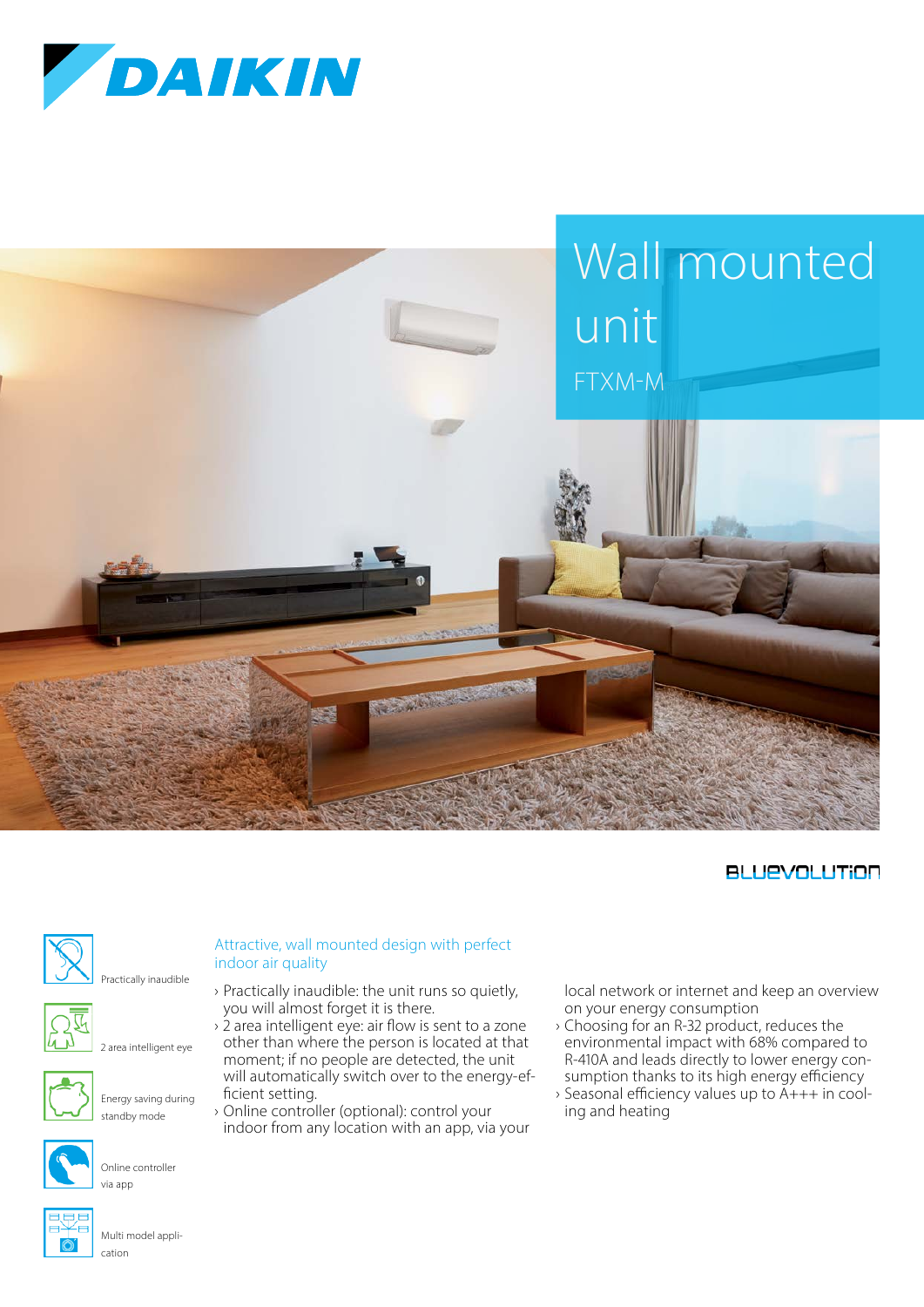DAIKIN

# Wall mounted unit

FTXM-M

BLUEVOLUTION

- Practically inaudible
- 2 area intelligent eye
- Energy saving during standby mode
- Online controller via app
- Multi model application

## Attractive, wall mounted design with perfect indoor air quality

- Practically inaudible: the unit runs so quietly, you will almost forget it is there.
- 2 area intelligent eye: air flow is sent to a zone other than where the person is located at that moment; if no people are detected, the unit will automatically switch over to the energy-efficient setting.
- Online controller (optional): control your indoor from any location with an app, via your local network or internet and keep an overview on your energy consumption
- Choosing for an R-32 product, reduces the environmental impact with 68% compared to R-410A and leads directly to lower energy consumption thanks to its high energy efficiency
- Seasonal efficiency values up to A+++ in cooling and heating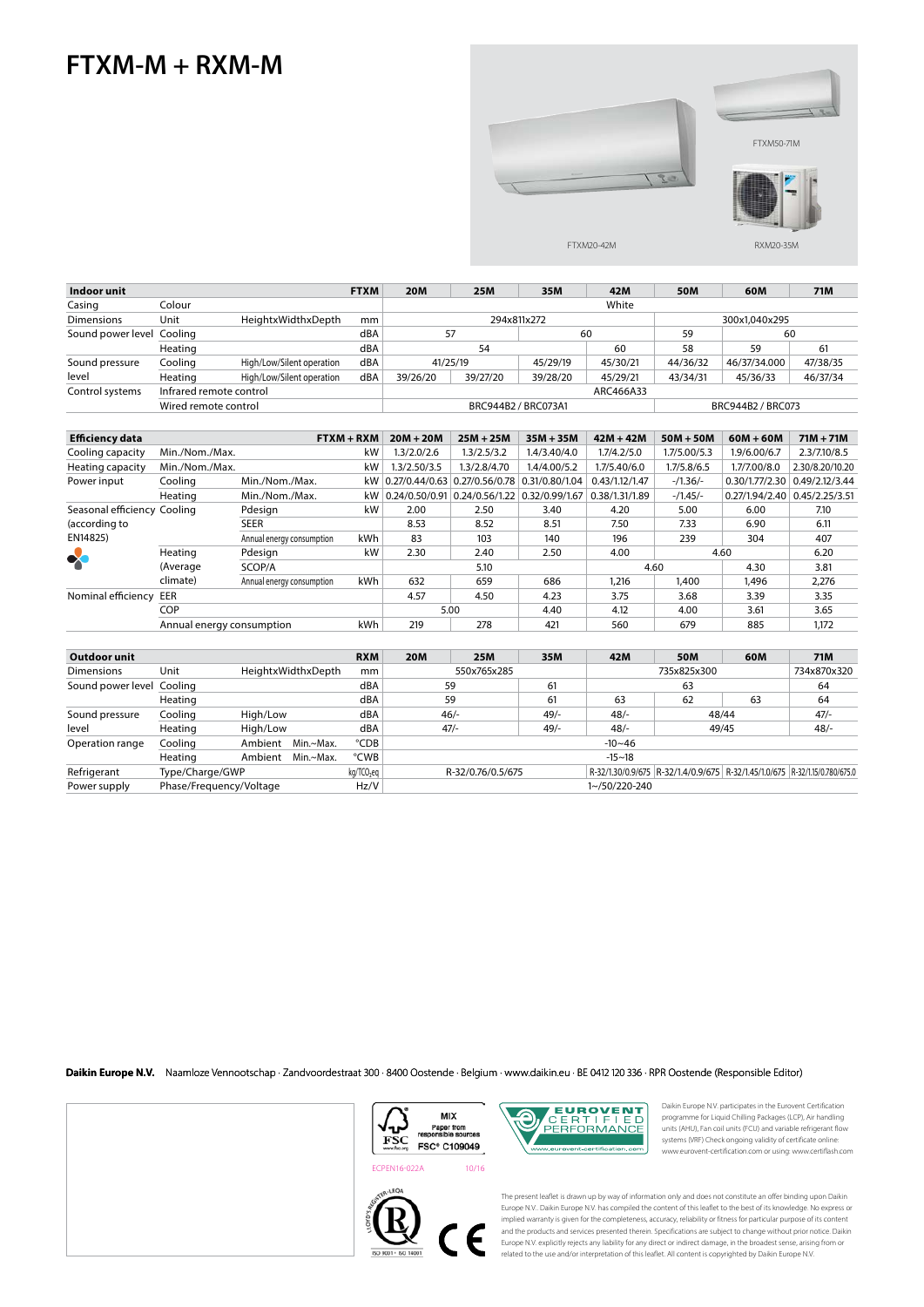# FTXM-M + RXM-M

FTXM50-71M

FTXM20-42M

RXM20-35M

| Indoor unit | | | FTXM | 20M | 25M | 35M | 42M | 50M | 60M | 71M |
|---|---|---|---|---|---|---|---|---|---|---|
| Casing | Colour | | | White | | | | | | |
| Dimensions | Unit | HeightxWidthxDepth | mm | 294x811x272 | | | | 300x1,040x295 | | |
| Sound power level | Cooling | | dBA | 57 | | 60 | | 59 | 60 | |
| | Heating | | dBA | 54 | | | 60 | 58 | 59 | 61 |
| Sound pressure level | Cooling | High/Low/Silent operation | dBA | 41/25/19 | | 45/29/19 | 45/30/21 | 44/36/32 | 46/37/34.000 | 47/38/35 |
| | Heating | High/Low/Silent operation | dBA | 39/26/20 | 39/27/20 | 39/28/20 | 45/29/21 | 43/34/31 | 45/36/33 | 46/37/34 |
| Control systems | Infrared remote control | | | ARC466A33 | | | | | | |
| | Wired remote control | | | BRC944B2 / BRC073A1 | | | | BRC944B2 / BRC073 | | |

| Efficiency data | | | FTXM + RXM | 20M + 20M | 25M + 25M | 35M + 35M | 42M + 42M | 50M + 50M | 60M + 60M | 71M + 71M |
|---|---|---|---|---|---|---|---|---|---|---|
| Cooling capacity | Min./Nom./Max. | | kW | 1.3/2.0/2.6 | 1.3/2.5/3.2 | 1.4/3.40/4.0 | 1.7/4.2/5.0 | 1.7/5.00/5.3 | 1.9/6.00/6.7 | 2.3/7.10/8.5 |
| Heating capacity | Min./Nom./Max. | | kW | 1.3/2.50/3.5 | 1.3/2.8/4.70 | 1.4/4.00/5.2 | 1.7/5.40/6.0 | 1.7/5.8/6.5 | 1.7/7.00/8.0 | 2.30/8.20/10.20 |
| Power input | Cooling | Min./Nom./Max. | kW | 0.27/0.44/0.63 | 0.27/0.56/0.78 | 0.31/0.80/1.04 | 0.43/1.12/1.47 | -/1.36/- | 0.30/1.77/2.30 | 0.49/2.12/3.44 |
| | Heating | Min./Nom./Max. | kW | 0.24/0.50/0.91 | 0.24/0.56/1.22 | 0.32/0.99/1.67 | 0.38/1.31/1.89 | -/1.45/- | 0.27/1.94/2.40 | 0.45/2.25/3.51 |
| Seasonal efficiency (according to EN14825) | Cooling | Pdesign | kW | 2.00 | 2.50 | 3.40 | 4.20 | 5.00 | 6.00 | 7.10 |
| | | SEER | | 8.53 | 8.52 | 8.51 | 7.50 | 7.33 | 6.90 | 6.11 |
| | | Annual energy consumption | kWh | 83 | 103 | 140 | 196 | 239 | 304 | 407 |
| | Heating (Average climate) | Pdesign | kW | 2.30 | 2.40 | 2.50 | 4.00 | 4.60 | | 6.20 |
| | | SCOP/A | | 5.10 | | | 4.60 | | 4.30 | 3.81 |
| | | Annual energy consumption | kWh | 632 | 659 | 686 | 1,216 | 1,400 | 1,496 | 2,276 |
| Nominal efficiency | EER | | | 4.57 | 4.50 | 4.23 | 3.75 | 3.68 | 3.39 | 3.35 |
| | COP | | | 5.00 | | 4.40 | 4.12 | 4.00 | 3.61 | 3.65 |
| | Annual energy consumption | | kWh | 219 | 278 | 421 | 560 | 679 | 885 | 1,172 |

| Outdoor unit | | | | RXM | 20M | 25M | 35M | 42M | 50M | 60M | 71M |
|---|---|---|---|---|---|---|---|---|---|---|---|
| Dimensions | Unit | HeightxWidthxDepth | | mm | 550x765x285 | | | 735x825x300 | | | 734x870x320 |
| Sound power level | Cooling | | | dBA | 59 | | 61 | 63 | | | 64 |
| | Heating | | | dBA | 59 | | 61 | 63 | 62 | 63 | 64 |
| Sound pressure level | Cooling | High/Low | | dBA | 46/- | | 49/- | 48/- | 48/44 | | 47/- |
| | Heating | High/Low | | dBA | 47/- | | 49/- | 48/- | 49/45 | | 48/- |
| Operation range | Cooling | Ambient | Min.~Max. | °CDB | -10~46 | | | | | | |
| | Heating | Ambient | Min.~Max. | °CWB | -15~18 | | | | | | |
| Refrigerant | Type/Charge/GWP | | | kg/$TCO_2$eq | R-32/0.76/0.5/675 | | | R-32/1.30/0.9/675 | R-32/1.4/0.9/675 | R-32/1.45/1.0/675 | R-32/1.15/0.780/675.0 |
| Power supply | Phase/Frequency/Voltage | | | Hz/V | 1~/50/220-240 | | | | | | |

**Daikin Europe N.V.** Naamloze Vennootschap · Zandvoordestraat 300 · 8400 Oostende · Belgium · www.daikin.eu · BE 0412 120 336 · RPR Oostende (Responsible Editor)

FSC MIX Paper from responsible sources FSC® C109049

EUROVENT CERTIFIED PERFORMANCE www.eurovent-certification.com

Daikin Europe N.V. participates in the Eurovent Certification programme for Liquid Chilling Packages (LCP), Air handling units (AHU), Fan coil units (FCU) and variable refrigerant flow systems (VRF) Check ongoing validity of certificate online: www.eurovent-certification.com or using: www.certiflash.com

ECPEN16-022A 10/16

ISO 9001 · ISO 14001

The present leaflet is drawn up by way of information only and does not constitute an offer binding upon Daikin Europe N.V.. Daikin Europe N.V. has compiled the content of this leaflet to the best of its knowledge. No express or implied warranty is given for the completeness, accuracy, reliability or fitness for particular purpose of its content and the products and services presented therein. Specifications are subject to change without prior notice. Daikin Europe N.V. explicitly rejects any liability for any direct or indirect damage, in the broadest sense, arising from or related to the use and/or interpretation of this leaflet. All content is copyrighted by Daikin Europe N.V.